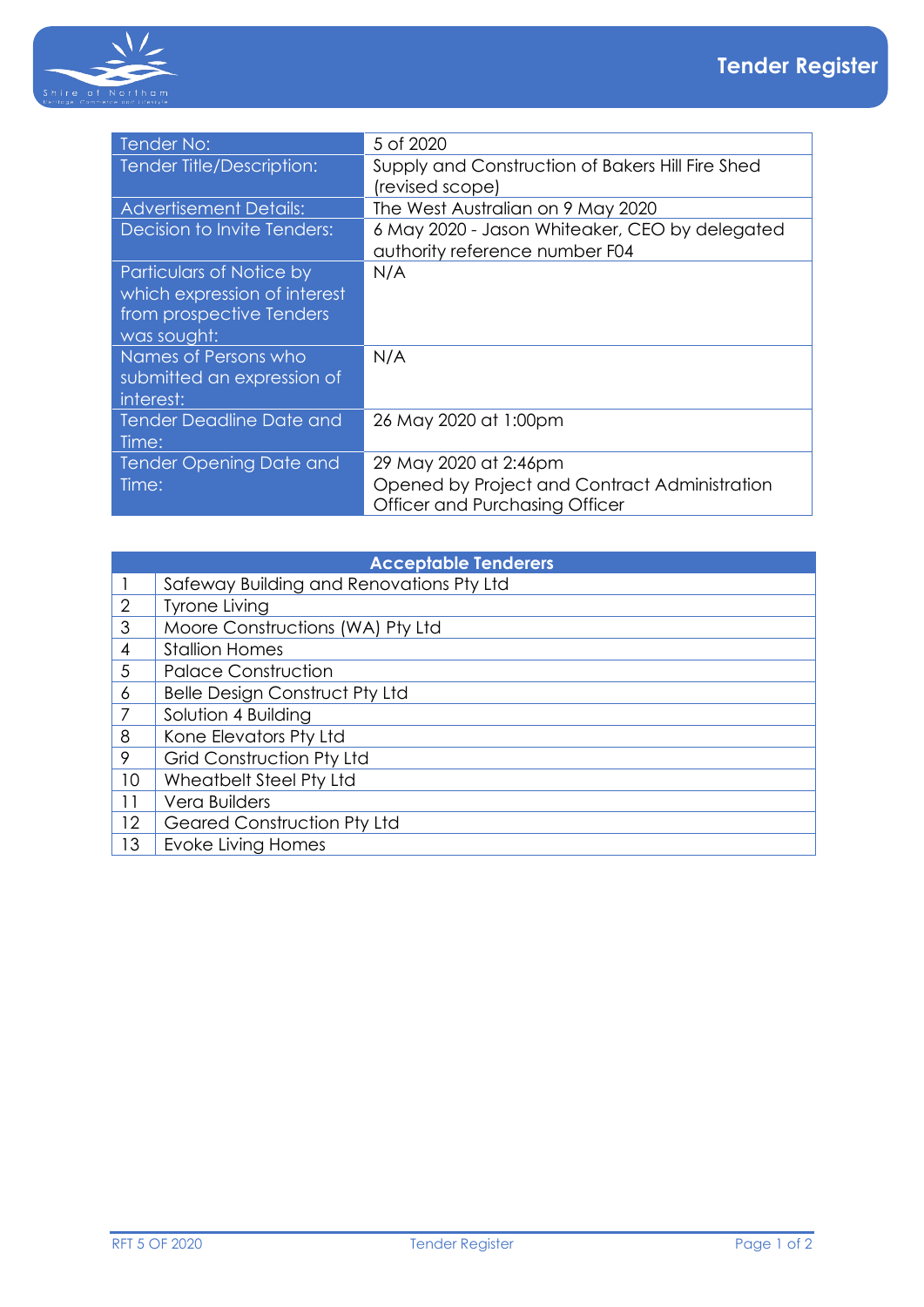# Tender Register

| | |
|---|---|
| Tender No: | 5 of 2020 |
| Tender Title/Description: | Supply and Construction of Bakers Hill Fire Shed (revised scope) |
| Advertisement Details: | The West Australian on 9 May 2020 |
| Decision to Invite Tenders: | 6 May 2020 - Jason Whiteaker, CEO by delegated authority reference number F04 |
| Particulars of Notice by which expression of interest from prospective Tenders was sought: | N/A |
| Names of Persons who submitted an expression of interest: | N/A |
| Tender Deadline Date and Time: | 26 May 2020 at 1:00pm |
| Tender Opening Date and Time: | 29 May 2020 at 2:46pm<br>Opened by Project and Contract Administration Officer and Purchasing Officer |

| Acceptable Tenderers | |
|---|---|
| 1 | Safeway Building and Renovations Pty Ltd |
| 2 | Tyrone Living |
| 3 | Moore Constructions (WA) Pty Ltd |
| 4 | Stallion Homes |
| 5 | Palace Construction |
| 6 | Belle Design Construct Pty Ltd |
| 7 | Solution 4 Building |
| 8 | Kone Elevators Pty Ltd |
| 9 | Grid Construction Pty Ltd |
| 10 | Wheatbelt Steel Pty Ltd |
| 11 | Vera Builders |
| 12 | Geared Construction Pty Ltd |
| 13 | Evoke Living Homes |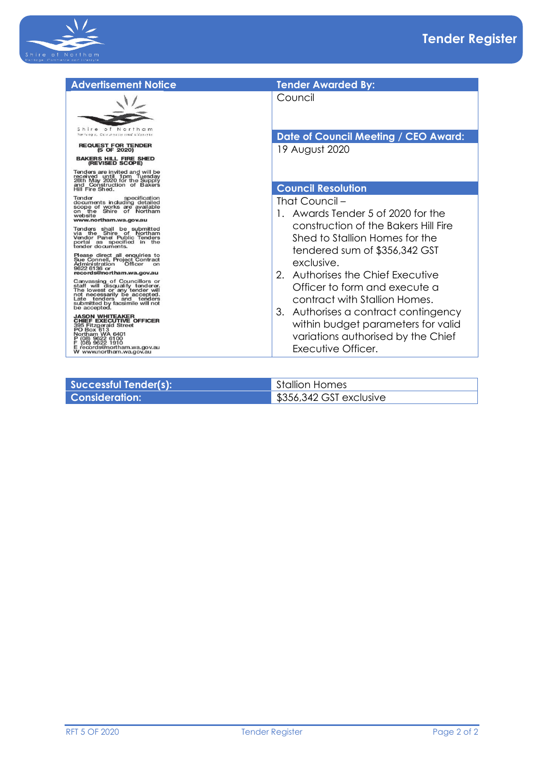# Tender Register

| Advertisement Notice | Tender Awarded By: |
|---|---|
| Shire of Northam<br>Heritage, Commerce and Lifestyle<br><br>**REQUEST FOR TENDER (5 OF 2020)**<br><br>**BAKERS HILL FIRE SHED (REVISED SCOPE)**<br><br>Tenders are invited and will be received until 1pm Tuesday 26th May 2020 for the Supply and Construction of Bakers Hill Fire Shed.<br><br>Tender specification documents including detailed scope of works are available on the Shire of Northam website **www.northam.wa.gov.au**<br><br>Tenders shall be submitted via the Shire of Northam Vendor Panel Public Tenders portal as specified in the tender documents.<br><br>Please direct all enquiries to Sue Connell, Project Contract Administration Officer on 9622 6136 or **records@northam.wa.gov.au**<br><br>Canvassing of Councillors or staff will disqualify tenderer. The lowest or any tender will not necessarily be accepted. Late tenders and tenders submitted by facsimile will not be accepted.<br><br>**JASON WHITEAKER**<br>**CHIEF EXECUTIVE OFFICER**<br>395 Fitzgerald Street<br>PO Box 613<br>Northam WA 6401<br>P (08) 9622 6100<br>F (08) 9622 1910<br>E records@northam.wa.gov.au<br>W www.northam.wa.gov.au | Council<br><br>**Date of Council Meeting / CEO Award:**<br><br>19 August 2020<br><br>**Council Resolution**<br><br>That Council –<br>1. Awards Tender 5 of 2020 for the construction of the Bakers Hill Fire Shed to Stallion Homes for the tendered sum of $356,342 GST exclusive.<br>2. Authorises the Chief Executive Officer to form and execute a contract with Stallion Homes.<br>3. Authorises a contract contingency within budget parameters for valid variations authorised by the Chief Executive Officer. |

| | |
|---|---|
| **Successful Tender(s):** | Stallion Homes |
| **Consideration:** | $356,342 GST exclusive |